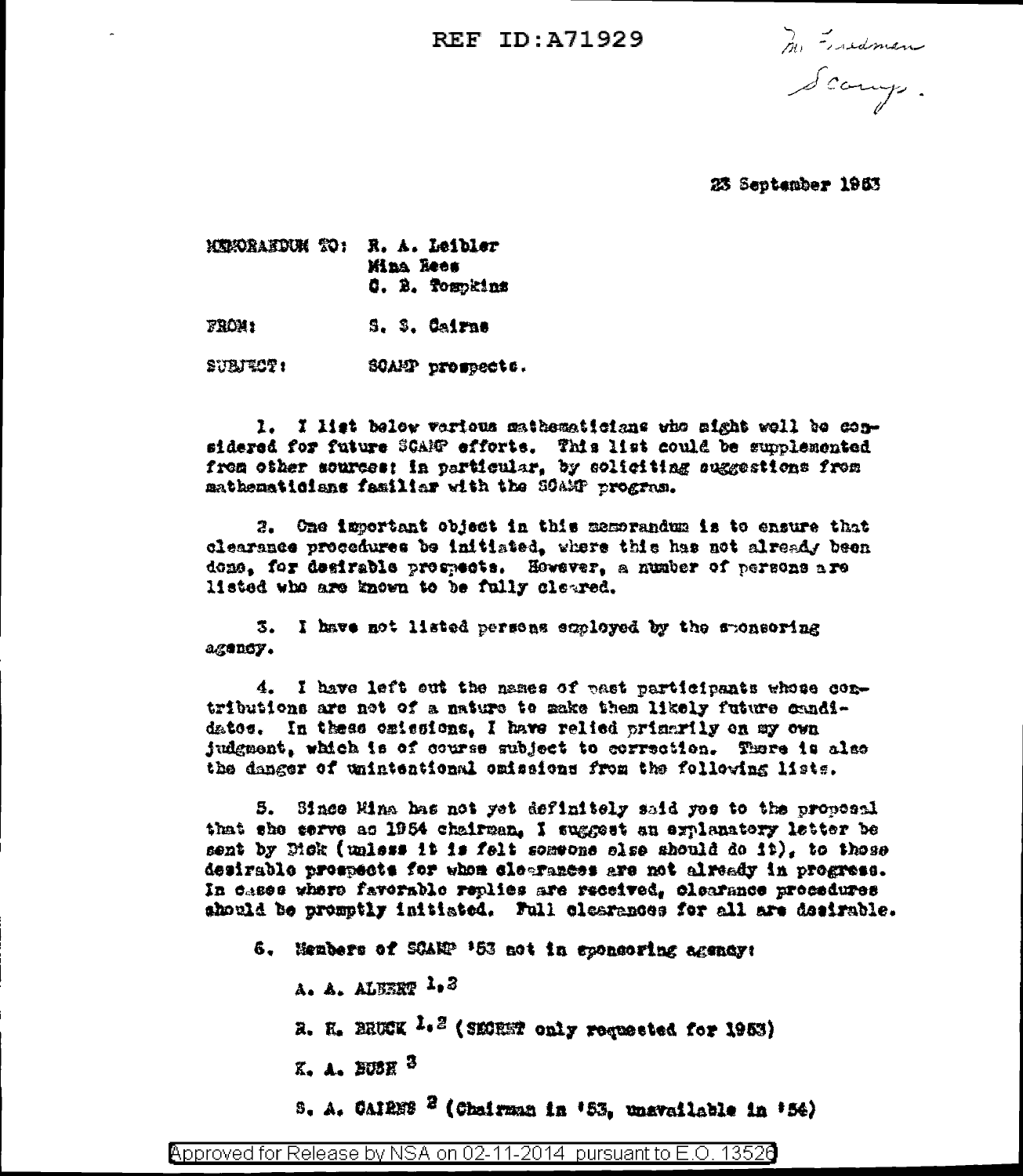To Friedman
Scamp.

23 September 1953

MEMORANDUM TO: R. A. Leibler
Mina Rees
C. B. Tompkins

FROM: S. S. Cairns

SUBJECT: SCAMP prospects.

1. I list below various mathematicians who might well be considered for future SCAMP efforts. This list could be supplemented from other sources; in particular, by soliciting suggestions from mathematicians familiar with the SCAMP program.

2. One important object in this memorandum is to ensure that clearance procedures be initiated, where this has not already been done, for desirable prospects. However, a number of persons are listed who are known to be fully cleared.

3. I have not listed persons employed by the sponsoring agency.

4. I have left out the names of past participants whose contributions are not of a nature to make them likely future candidates. In these omissions, I have relied primarily on my own judgment, which is of course subject to correction. There is also the danger of unintentional omissions from the following lists.

5. Since Mina has not yet definitely said yes to the proposal that she serve as 1954 chairman, I suggest an explanatory letter be sent by Dick (unless it is felt someone else should do it), to those desirable prospects for whom clearances are not already in progress. In cases where favorable replies are received, clearance procedures should be promptly initiated. Full clearances for all are desirable.

6. Members of SCAMP '53 not in sponsoring agency:

A. A. ALBERT [1,2]

R. H. BRUCK [1,2] (SECRET only requested for 1953)

K. A. BUSH [3]

S. A. CAIRNS [2] (Chairman in '53, unavailable in '54)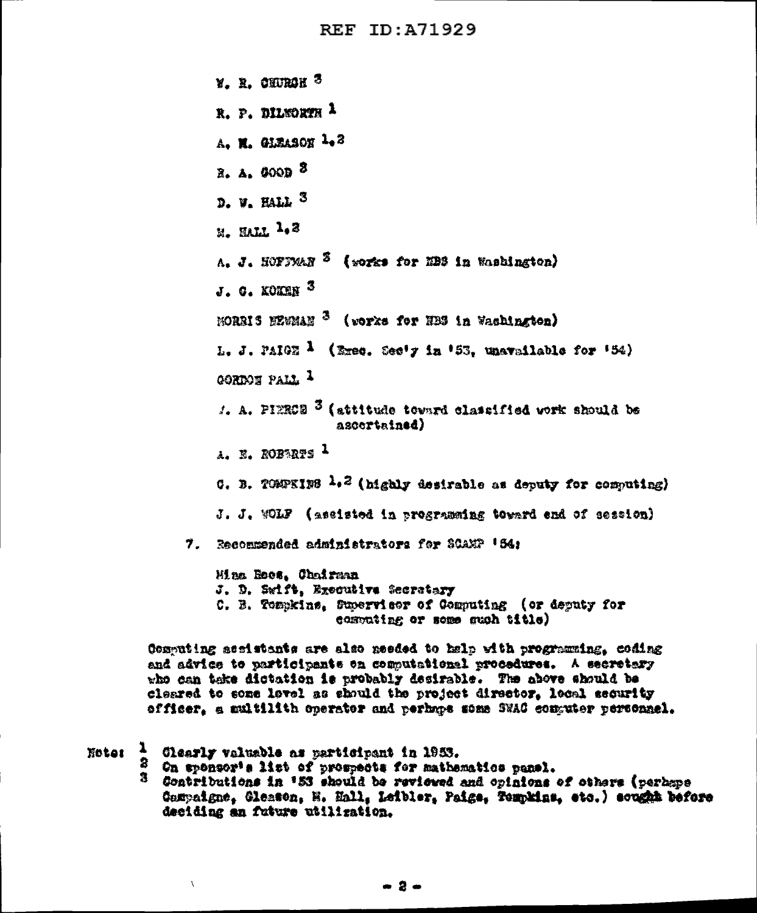W. R. CHURCH [3]

R. P. DILWORTH [1]

A. M. GLEASON [1,2]

R. A. GOOD [3]

D. W. HALL [3]

M. HALL [1,2]

A. J. HOFFMAN [3] (works for NBS in Washington)

J. G. KOMEN [3]

MORRIS NEWMAN [3] (works for NBS in Washington)

L. J. PAIGE [1] (Exec. Sec'y in '53, unavailable for '54)

GORDON PALL [1]

J. A. PIERCE [3] (attitude toward classified work should be ascertained)

A. E. ROBERTS [1]

C. B. TOMPKINS [1,2] (highly desirable as deputy for computing)

J. J. WOLF (assisted in programming toward end of session)

7. Recommended administrators for SCAMP '54:

   Mina Rees, Chairman
   J. D. Swift, Executive Secretary
   C. B. Tompkins, Supervisor of Computing (or deputy for computing or some such title)

Computing assistants are also needed to help with programming, coding and advice to participants on computational procedures. A secretary who can take dictation is probably desirable. The above should be cleared to some level as should the project director, local security officer, a multilith operator and perhaps some SWAC computer personnel.

Note: [1] Clearly valuable as participant in 1953.
[2] On sponsor's list of prospects for mathematics panel.
[3] Contributions in '53 should be reviewed and opinions of others (perhaps Campaigne, Gleason, M. Hall, Leibler, Paige, Tompkins, etc.) sought before deciding on future utilization.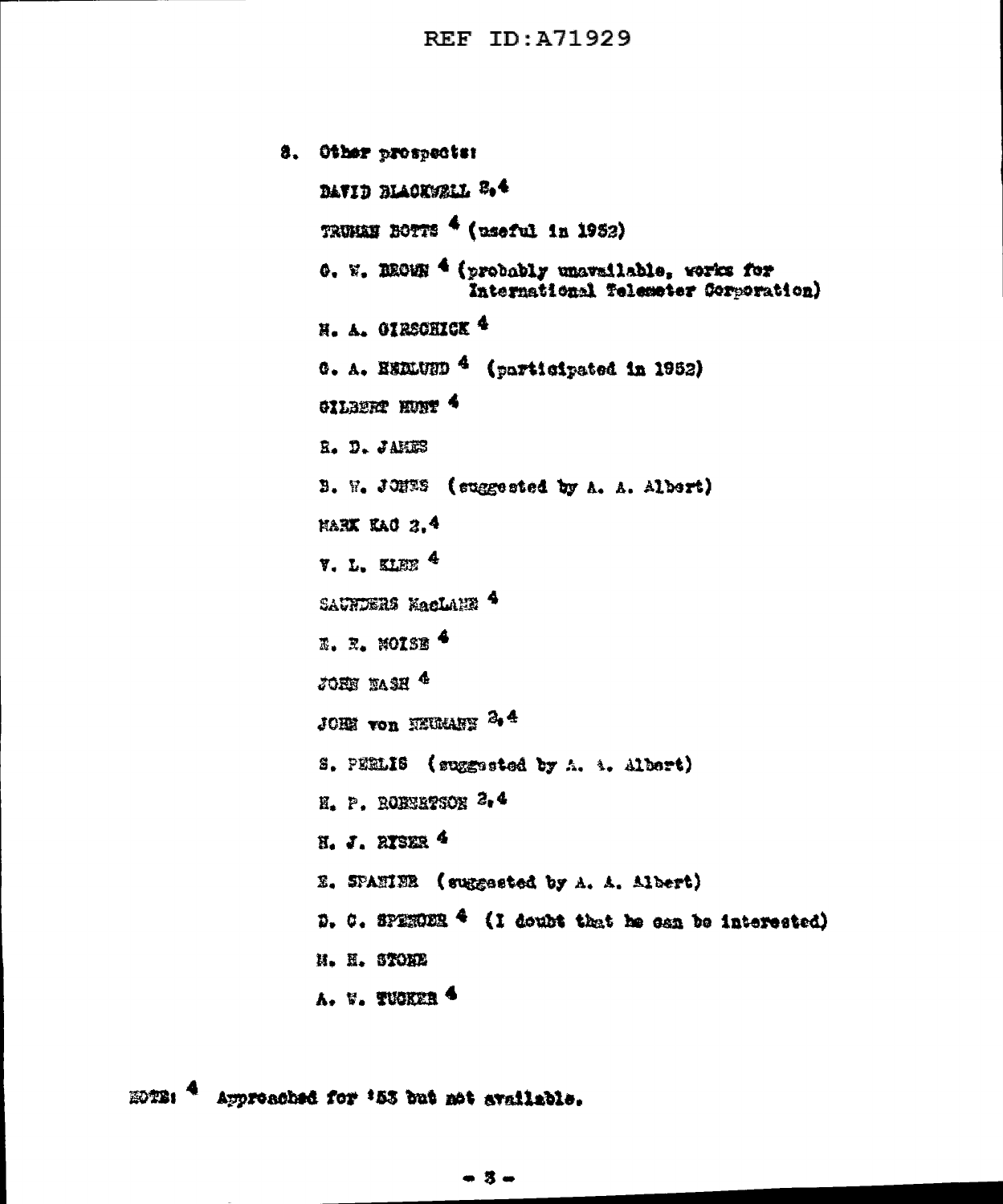8. Other prospects:

DAVID BLACKWELL [2,4]

TRUMAN BOTTS [4] (useful in 1952)

G. W. BROWN [4] (probably unavailable, works for International Telemeter Corporation)

M. A. GIRSCHICK [4]

G. A. HEDLUND [4] (participated in 1952)

GILBERT HUNT [4]

R. D. JAMES

B. W. JONES (suggested by A. A. Albert)

MARK KAC [2,4]

V. L. KLEE [4]

SAUNDERS MacLANE [4]

E. E. MOISE [4]

JOHN NASH [4]

JOHN von NEUMANN [2,4]

S. PERLIS (suggested by A. A. Albert)

H. P. ROBERTSON [2,4]

H. J. RYSER [4]

E. SPANIER (suggested by A. A. Albert)

D. C. SPENCER [4] (I doubt that he can be interested)

M. H. STONE

A. W. TUCKER [4]

NOTE: [4] Approached for '53 but not available.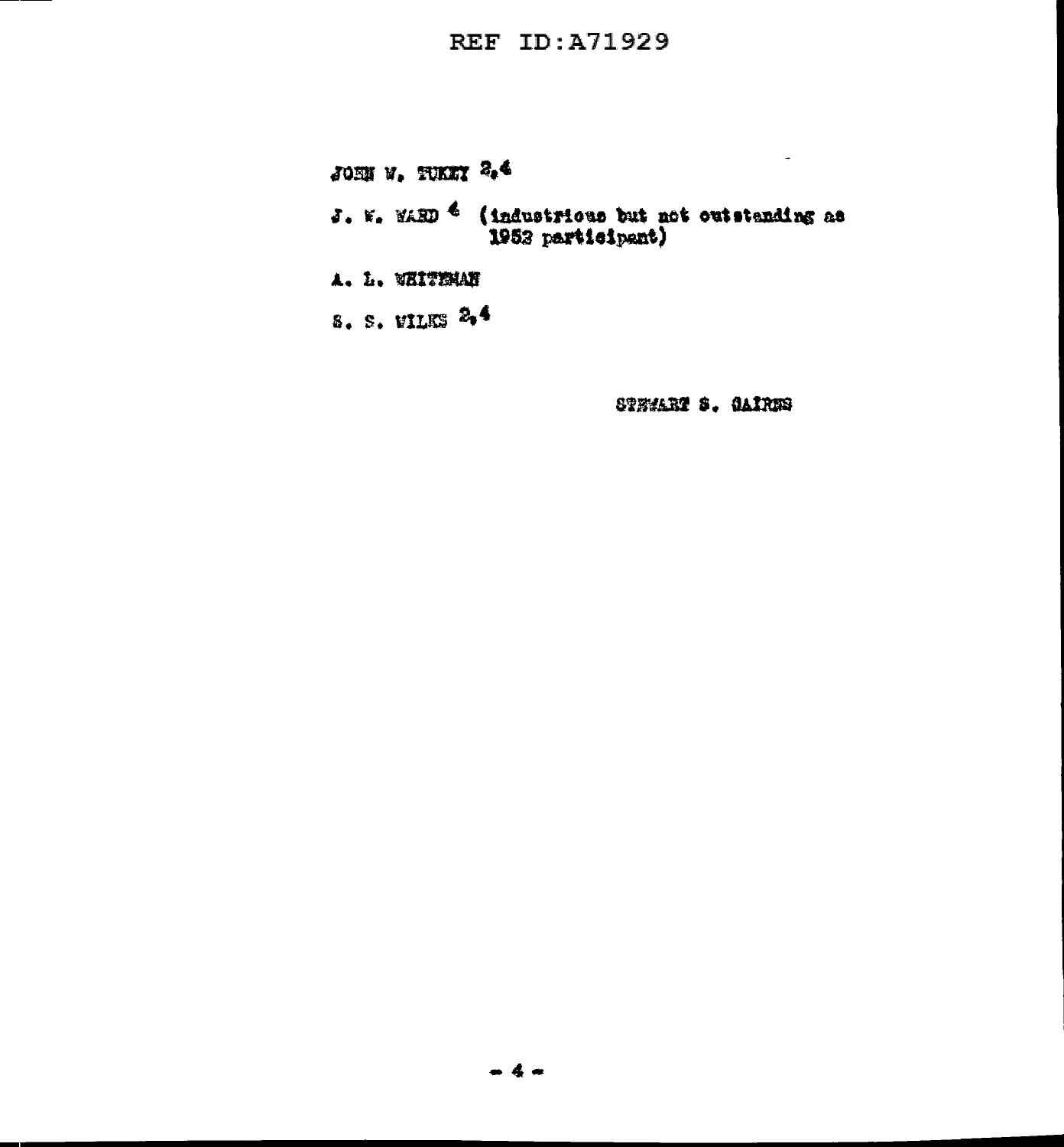JOHN W. TUKEY [2,4]

J. W. WARD [4] (industrious but not outstanding as 1952 participant)

A. L. WHITEMAN

S. S. WILKS [2,4]

STEWART S. CAIRNS